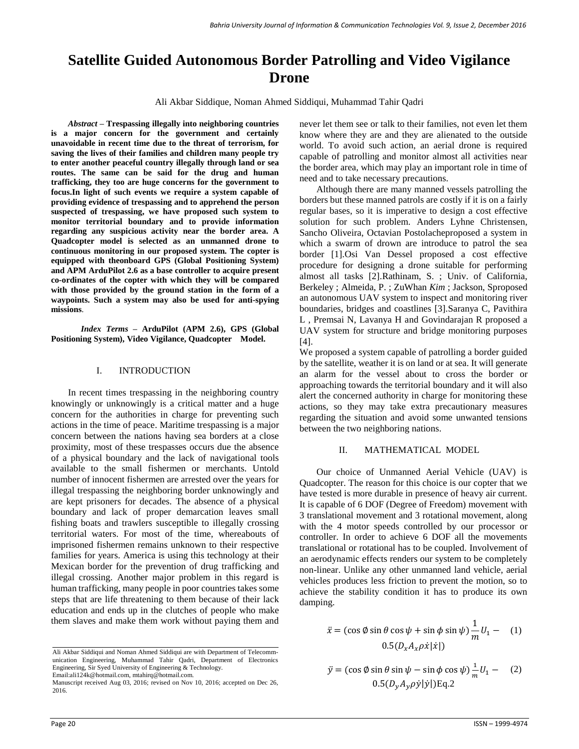# Satellite Guided Autonomous Border Patrolling and Video Vigilance Drone

Ali Akbar Siddique, Noman Ahmed Siddiqui, Muhammad Tahir Qadri

***Abstract* – Trespassing illegally into neighboring countries is a major concern for the government and certainly unavoidable in recent time due to the threat of terrorism, for saving the lives of their families and children many people try to enter another peaceful country illegally through land or sea routes. The same can be said for the drug and human trafficking, they too are huge concerns for the government to focus.In light of such events we require a system capable of providing evidence of trespassing and to apprehend the person suspected of trespassing, we have proposed such system to monitor territorial boundary and to provide information regarding any suspicious activity near the border area. A Quadcopter model is selected as an unmanned drone to continuous monitoring in our proposed system. The copter is equipped with theonboard GPS (Global Positioning System) and APM ArduPilot 2.6 as a base controller to acquire present co-ordinates of the copter with which they will be compared with those provided by the ground station in the form of a waypoints. Such a system may also be used for anti-spying missions**.

***Index Terms* – ArduPilot (APM 2.6), GPS (Global Positioning System), Video Vigilance, Quadcopter Model.**

## I. INTRODUCTION

In recent times trespassing in the neighboring country knowingly or unknowingly is a critical matter and a huge concern for the authorities in charge for preventing such actions in the time of peace. Maritime trespassing is a major concern between the nations having sea borders at a close proximity, most of these trespasses occurs due the absence of a physical boundary and the lack of navigational tools available to the small fishermen or merchants. Untold number of innocent fishermen are arrested over the years for illegal trespassing the neighboring border unknowingly and are kept prisoners for decades. The absence of a physical boundary and lack of proper demarcation leaves small fishing boats and trawlers susceptible to illegally crossing territorial waters. For most of the time, whereabouts of imprisoned fishermen remains unknown to their respective families for years. America is using this technology at their Mexican border for the prevention of drug trafficking and illegal crossing. Another major problem in this regard is human trafficking, many people in poor countries takes some steps that are life threatening to them because of their lack education and ends up in the clutches of people who make them slaves and make them work without paying them and never let them see or talk to their families, not even let them know where they are and they are alienated to the outside world. To avoid such action, an aerial drone is required capable of patrolling and monitor almost all activities near the border area, which may play an important role in time of need and to take necessary precautions.

Although there are many manned vessels patrolling the borders but these manned patrols are costly if it is on a fairly regular bases, so it is imperative to design a cost effective solution for such problem. Anders Lyhne Christensen, Sancho Oliveira, Octavian Postolacheproposed a system in which a swarm of drown are introduce to patrol the sea border [1].Osi Van Dessel proposed a cost effective procedure for designing a drone suitable for performing almost all tasks [2].Rathinam, S. ; Univ. of California, Berkeley ; Almeida, P. ; ZuWhan *Kim* ; Jackson, Sproposed an autonomous UAV system to inspect and monitoring river boundaries, bridges and coastlines [3].Saranya C, Pavithira L , Premsai N, Lavanya H and Govindarajan R proposed a UAV system for structure and bridge monitoring purposes [4].

We proposed a system capable of patrolling a border guided by the satellite, weather it is on land or at sea. It will generate an alarm for the vessel about to cross the border or approaching towards the territorial boundary and it will also alert the concerned authority in charge for monitoring these actions, so they may take extra precautionary measures regarding the situation and avoid some unwanted tensions between the two neighboring nations.

## II. MATHEMATICAL MODEL

Our choice of Unmanned Aerial Vehicle (UAV) is Quadcopter. The reason for this choice is our copter that we have tested is more durable in presence of heavy air current. It is capable of 6 DOF (Degree of Freedom) movement with 3 translational movement and 3 rotational movement, along with the 4 motor speeds controlled by our processor or controller. In order to achieve 6 DOF all the movements translational or rotational has to be coupled. Involvement of an aerodynamic effects renders our system to be completely non-linear. Unlike any other unmanned land vehicle, aerial vehicles produces less friction to prevent the motion, so to achieve the stability condition it has to produce its own damping.

$$\ddot{x} = (\cos\emptyset \sin\theta \cos\psi + \sin\phi \sin\psi)\frac{1}{m}U_1 - 0.5(D_x A_x \rho \dot{x}|\dot{x}|) \quad (1)$$

$$\ddot{y} = (\cos\emptyset \sin\theta \sin\psi - \sin\phi \cos\psi)\frac{1}{m}U_1 - 0.5(D_y A_y \rho \dot{y}|\dot{y}|)\text{Eq.2} \quad (2)$$

Ali Akbar Siddiqui and Noman Ahmed Siddiqui are with Department of Telecommunication Engineering, Muhammad Tahir Qadri, Department of Electronics Engineering, Sir Syed University of Engineering & Technology.
Email:ali124k@hotmail.com, mtahirq@hotmail.com.
Manuscript received Aug 03, 2016; revised on Nov 10, 2016; accepted on Dec 26, 2016.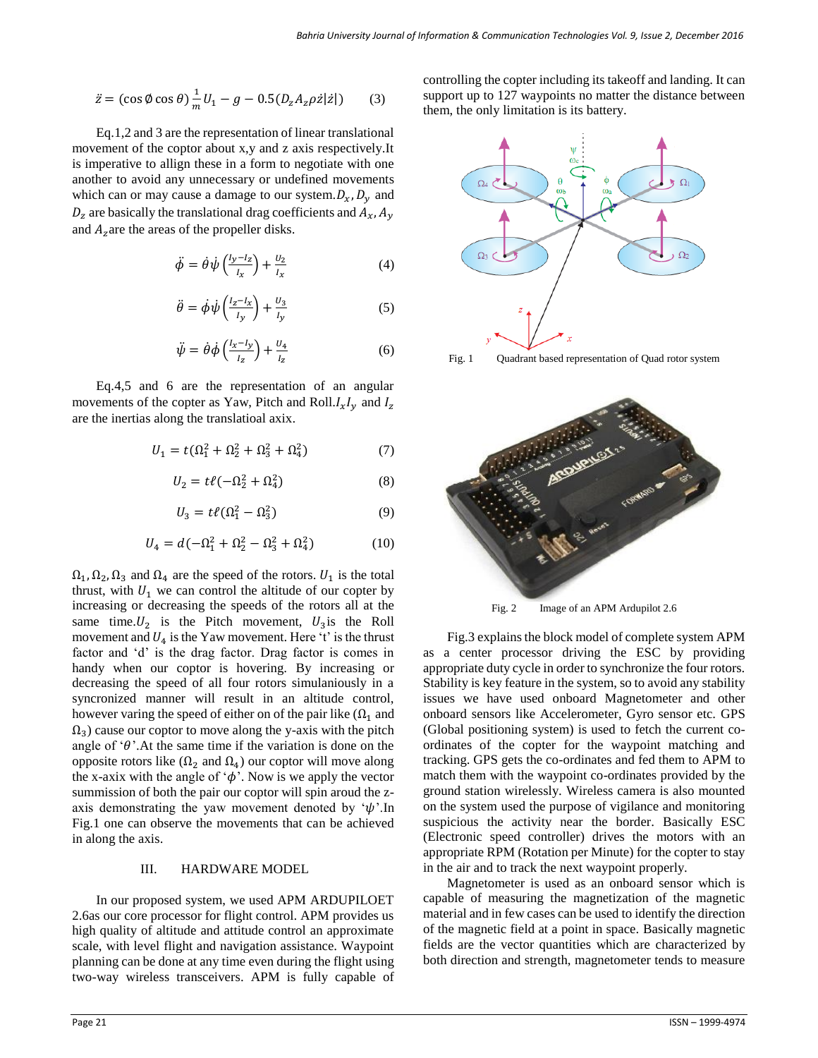$$\ddot{z} = (\cos\emptyset \cos\theta)\frac{1}{m}U_1 - g - 0.5(D_z A_z \rho \dot{z}|\dot{z}|) \qquad (3)$$

Eq.1,2 and 3 are the representation of linear translational movement of the coptor about x,y and z axis respectively.It is imperative to allign these in a form to negotiate with one another to avoid any unnecessary or undefined movements which can or may cause a damage to our system.$D_x$, $D_y$ and $D_z$ are basically the translational drag coefficients and $A_x$, $A_y$ and $A_z$are the areas of the propeller disks.

$$\ddot{\phi} = \dot{\theta}\dot{\psi}\left(\frac{I_y - I_z}{I_x}\right) + \frac{U_2}{I_x} \qquad (4)$$

$$\ddot{\theta} = \dot{\phi}\dot{\psi}\left(\frac{I_z - I_x}{I_y}\right) + \frac{U_3}{I_y} \qquad (5)$$

$$\ddot{\psi} = \dot{\theta}\dot{\phi}\left(\frac{I_x - I_y}{I_z}\right) + \frac{U_4}{I_z} \qquad (6)$$

Eq.4,5 and 6 are the representation of an angular movements of the copter as Yaw, Pitch and Roll.$I_x I_y$ and $I_z$ are the inertias along the translatioal axix.

$$U_1 = t(\Omega_1^2 + \Omega_2^2 + \Omega_3^2 + \Omega_4^2) \qquad (7)$$

$$U_2 = t\ell(-\Omega_2^2 + \Omega_4^2) \qquad (8)$$

$$U_3 = t\ell(\Omega_1^2 - \Omega_3^2) \qquad (9)$$

$$U_4 = d(-\Omega_1^2 + \Omega_2^2 - \Omega_3^2 + \Omega_4^2) \qquad (10)$$

$\Omega_1, \Omega_2, \Omega_3$ and $\Omega_4$ are the speed of the rotors. $U_1$ is the total thrust, with $U_1$ we can control the altitude of our copter by increasing or decreasing the speeds of the rotors all at the same time.$U_2$ is the Pitch movement, $U_3$is the Roll movement and $U_4$ is the Yaw movement. Here 't' is the thrust factor and 'd' is the drag factor. Drag factor is comes in handy when our coptor is hovering. By increasing or decreasing the speed of all four rotors simulaniously in a syncronized manner will result in an altitude control, however varing the speed of either on of the pair like ($\Omega_1$ and $\Omega_3$) cause our coptor to move along the y-axis with the pitch angle of '$\theta$'.At the same time if the variation is done on the opposite rotors like ($\Omega_2$ and $\Omega_4$) our coptor will move along the x-axix with the angle of '$\phi$'. Now is we apply the vector summission of both the pair our coptor will spin aroud the z-axis demonstrating the yaw movement denoted by '$\psi$'.In Fig.1 one can observe the movements that can be achieved in along the axis.

## III. HARDWARE MODEL

In our proposed system, we used APM ARDUPILOET 2.6as our core processor for flight control. APM provides us high quality of altitude and attitude control an approximate scale, with level flight and navigation assistance. Waypoint planning can be done at any time even during the flight using two-way wireless transceivers. APM is fully capable of controlling the copter including its takeoff and landing. It can support up to 127 waypoints no matter the distance between them, the only limitation is its battery.

Fig. 1 Quadrant based representation of Quad rotor system

Fig. 2 Image of an APM Ardupilot 2.6

Fig.3 explains the block model of complete system APM as a center processor driving the ESC by providing appropriate duty cycle in order to synchronize the four rotors. Stability is key feature in the system, so to avoid any stability issues we have used onboard Magnetometer and other onboard sensors like Accelerometer, Gyro sensor etc. GPS (Global positioning system) is used to fetch the current co-ordinates of the copter for the waypoint matching and tracking. GPS gets the co-ordinates and fed them to APM to match them with the waypoint co-ordinates provided by the ground station wirelessly. Wireless camera is also mounted on the system used the purpose of vigilance and monitoring suspicious the activity near the border. Basically ESC (Electronic speed controller) drives the motors with an appropriate RPM (Rotation per Minute) for the copter to stay in the air and to track the next waypoint properly.

Magnetometer is used as an onboard sensor which is capable of measuring the magnetization of the magnetic material and in few cases can be used to identify the direction of the magnetic field at a point in space. Basically magnetic fields are the vector quantities which are characterized by both direction and strength, magnetometer tends to measure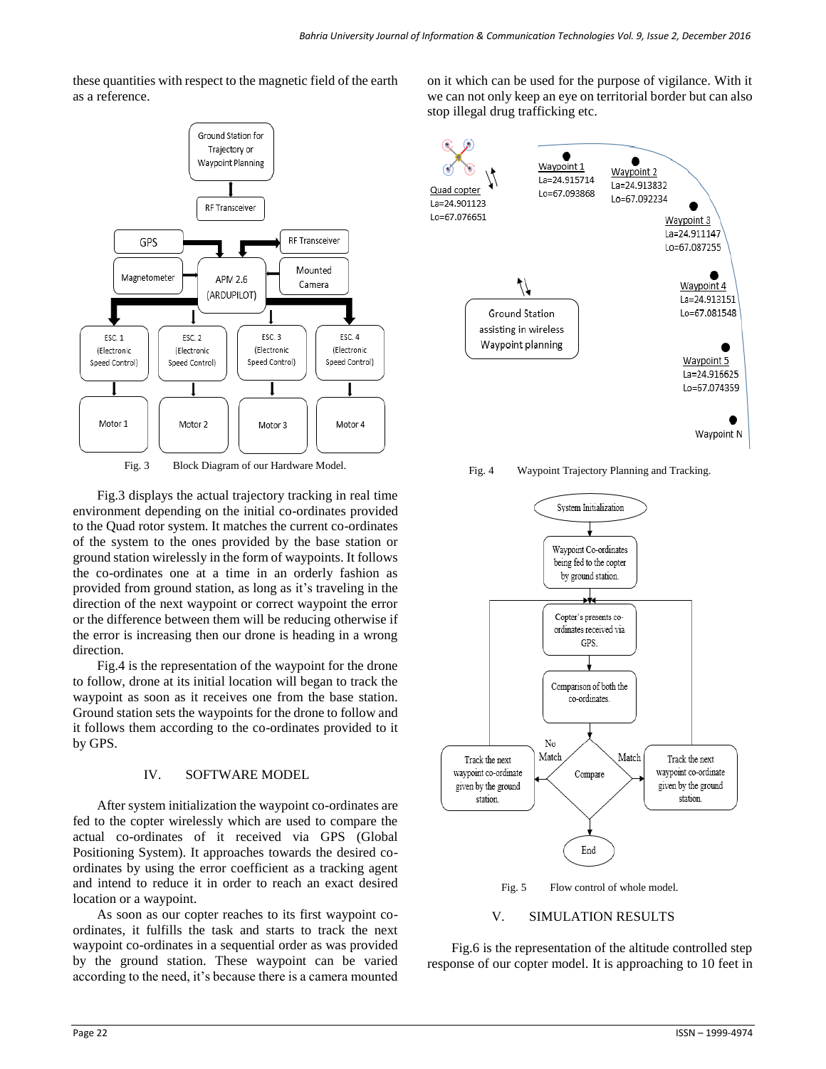these quantities with respect to the magnetic field of the earth as a reference.

Fig. 3 Block Diagram of our Hardware Model.

Fig.3 displays the actual trajectory tracking in real time environment depending on the initial co-ordinates provided to the Quad rotor system. It matches the current co-ordinates of the system to the ones provided by the base station or ground station wirelessly in the form of waypoints. It follows the co-ordinates one at a time in an orderly fashion as provided from ground station, as long as it's traveling in the direction of the next waypoint or correct waypoint the error or the difference between them will be reducing otherwise if the error is increasing then our drone is heading in a wrong direction.

Fig.4 is the representation of the waypoint for the drone to follow, drone at its initial location will began to track the waypoint as soon as it receives one from the base station. Ground station sets the waypoints for the drone to follow and it follows them according to the co-ordinates provided to it by GPS.

## IV. SOFTWARE MODEL

After system initialization the waypoint co-ordinates are fed to the copter wirelessly which are used to compare the actual co-ordinates of it received via GPS (Global Positioning System). It approaches towards the desired co-ordinates by using the error coefficient as a tracking agent and intend to reduce it in order to reach an exact desired location or a waypoint.

As soon as our copter reaches to its first waypoint co-ordinates, it fulfills the task and starts to track the next waypoint co-ordinates in a sequential order as was provided by the ground station. These waypoint can be varied according to the need, it's because there is a camera mounted on it which can be used for the purpose of vigilance. With it we can not only keep an eye on territorial border but can also stop illegal drug trafficking etc.

Fig. 4 Waypoint Trajectory Planning and Tracking.

Fig. 5 Flow control of whole model.

## V. SIMULATION RESULTS

Fig.6 is the representation of the altitude controlled step response of our copter model. It is approaching to 10 feet in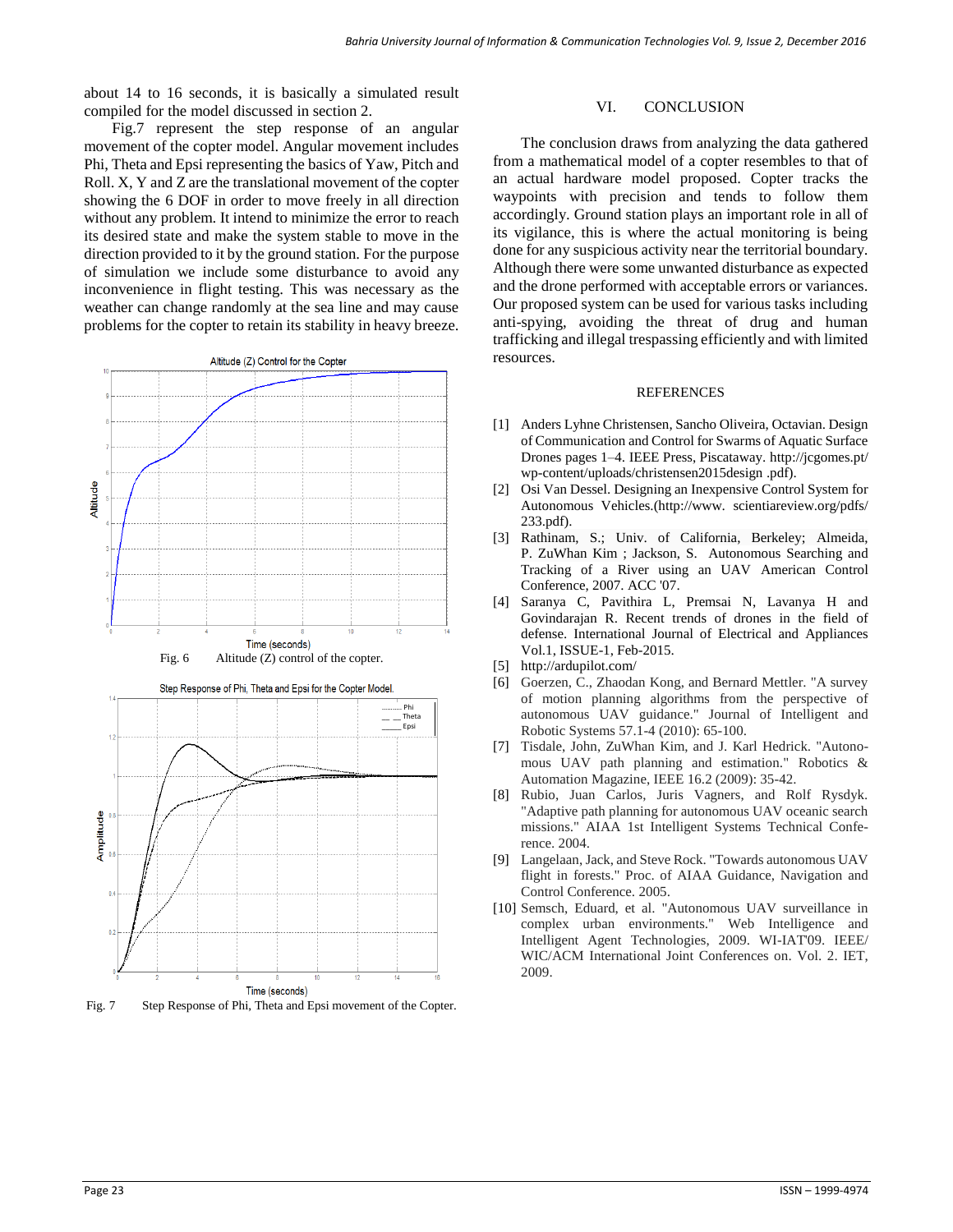about 14 to 16 seconds, it is basically a simulated result compiled for the model discussed in section 2.

Fig.7 represent the step response of an angular movement of the copter model. Angular movement includes Phi, Theta and Epsi representing the basics of Yaw, Pitch and Roll. X, Y and Z are the translational movement of the copter showing the 6 DOF in order to move freely in all direction without any problem. It intend to minimize the error to reach its desired state and make the system stable to move in the direction provided to it by the ground station. For the purpose of simulation we include some disturbance to avoid any inconvenience in flight testing. This was necessary as the weather can change randomly at the sea line and may cause problems for the copter to retain its stability in heavy breeze.

Altitude (Z) Control for the Copter

Altitude

Time (seconds)

0 2 4 6 8 10 12 14

0 1 2 3 4 5 6 7 8 9 10

Fig. 6 Altitude (Z) control of the copter.

Step Response of Phi, Theta and Epsi for the Copter Model.

Phi
Theta
Epsi

Amplitude

Time (seconds)

0 2 4 6 8 10 12 14 16

0 0.2 0.4 0.6 0.8 1 1.2 1.4

Fig. 7 Step Response of Phi, Theta and Epsi movement of the Copter.

## VI. CONCLUSION

The conclusion draws from analyzing the data gathered from a mathematical model of a copter resembles to that of an actual hardware model proposed. Copter tracks the waypoints with precision and tends to follow them accordingly. Ground station plays an important role in all of its vigilance, this is where the actual monitoring is being done for any suspicious activity near the territorial boundary. Although there were some unwanted disturbance as expected and the drone performed with acceptable errors or variances. Our proposed system can be used for various tasks including anti-spying, avoiding the threat of drug and human trafficking and illegal trespassing efficiently and with limited resources.

## REFERENCES

[1] Anders Lyhne Christensen, Sancho Oliveira, Octavian. Design of Communication and Control for Swarms of Aquatic Surface Drones pages 1–4. IEEE Press, Piscataway. http://jcgomes.pt/ wp-content/uploads/christensen2015design .pdf).

[2] Osi Van Dessel. Designing an Inexpensive Control System for Autonomous Vehicles.(http://www. scientiareview.org/pdfs/ 233.pdf).

[3] Rathinam, S.; Univ. of California, Berkeley; Almeida, P. ZuWhan Kim ; Jackson, S. Autonomous Searching and Tracking of a River using an UAV American Control Conference, 2007. ACC '07.

[4] Saranya C, Pavithira L, Premsai N, Lavanya H and Govindarajan R. Recent trends of drones in the field of defense. International Journal of Electrical and Appliances Vol.1, ISSUE-1, Feb-2015.

[5] http://ardupilot.com/

[6] Goerzen, C., Zhaodan Kong, and Bernard Mettler. "A survey of motion planning algorithms from the perspective of autonomous UAV guidance." Journal of Intelligent and Robotic Systems 57.1-4 (2010): 65-100.

[7] Tisdale, John, ZuWhan Kim, and J. Karl Hedrick. "Autonomous UAV path planning and estimation." Robotics & Automation Magazine, IEEE 16.2 (2009): 35-42.

[8] Rubio, Juan Carlos, Juris Vagners, and Rolf Rysdyk. "Adaptive path planning for autonomous UAV oceanic search missions." AIAA 1st Intelligent Systems Technical Conference. 2004.

[9] Langelaan, Jack, and Steve Rock. "Towards autonomous UAV flight in forests." Proc. of AIAA Guidance, Navigation and Control Conference. 2005.

[10] Semsch, Eduard, et al. "Autonomous UAV surveillance in complex urban environments." Web Intelligence and Intelligent Agent Technologies, 2009. WI-IAT'09. IEEE/ WIC/ACM International Joint Conferences on. Vol. 2. IET, 2009.